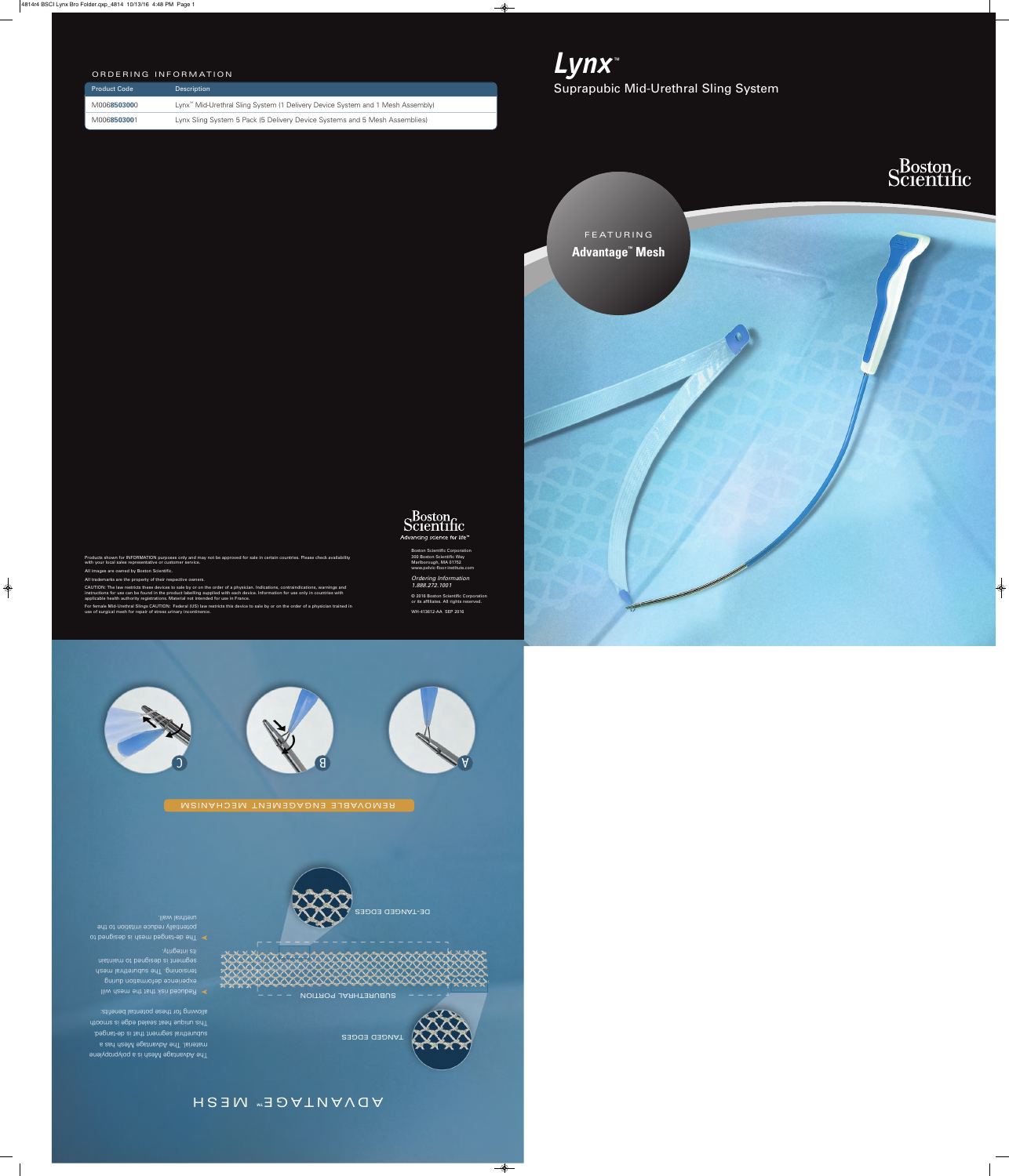# Lynx™

## Suprapubic Mid-Urethral Sling System

Boston Scientific

FEATURING

**Advantage™ Mesh**

## ORDERING INFORMATION

| Product Code | Description |
|---|---|
| M0068503000 | Lynx™ Mid-Urethral Sling System (1 Delivery Device System and 1 Mesh Assembly) |
| M0068503001 | Lynx Sling System 5 Pack (5 Delivery Device Systems and 5 Mesh Assemblies) |

Products shown for INFORMATION purposes only and may not be approved for sale in certain countries. Please check availability with your local sales representative or customer service.

All images are owned by Boston Scientific.

All trademarks are the property of their respective owners.

CAUTION: The law restricts these devices to sale by or on the order of a physician. Indications, contraindications, warnings and instructions for use can be found in the product labelling supplied with each device. Information for use only in countries with applicable health authority registrations. Material not intended for use in France.

For female Mid-Urethral Slings CAUTION: Federal (US) law restricts this device to sale by or on the order of a physician trained in use of surgical mesh for repair of stress urinary incontinence.

Boston Scientific
*Advancing science for life™*

Boston Scientific Corporation
300 Boston Scientific Way
Marlborough, MA 01752
www.pelvic-floor-institute.com

*Ordering Information*
*1.888.272.1001*

© 2016 Boston Scientific Corporation or its affiliates. All rights reserved.

WH-413612-AA SEP 2016

## ADVANTAGE™ MESH

The Advantage Mesh is a polypropylene material. The Advantage Mesh has a suburethral segment that is de-tanged. This unique heat sealed edge is smooth allowing for these potential benefits:

- Reduced risk that the mesh will experience deformation during tensioning. The suburethral mesh segment is designed to maintain its integrity.
- The de-tanged mesh is designed to potentially reduce irritation to the urethral wall.

DE-TANGED EDGES

SUBURETHRAL PORTION

TANGED EDGES

## REMOVABLE ENGAGEMENT MECHANISM

A

B

C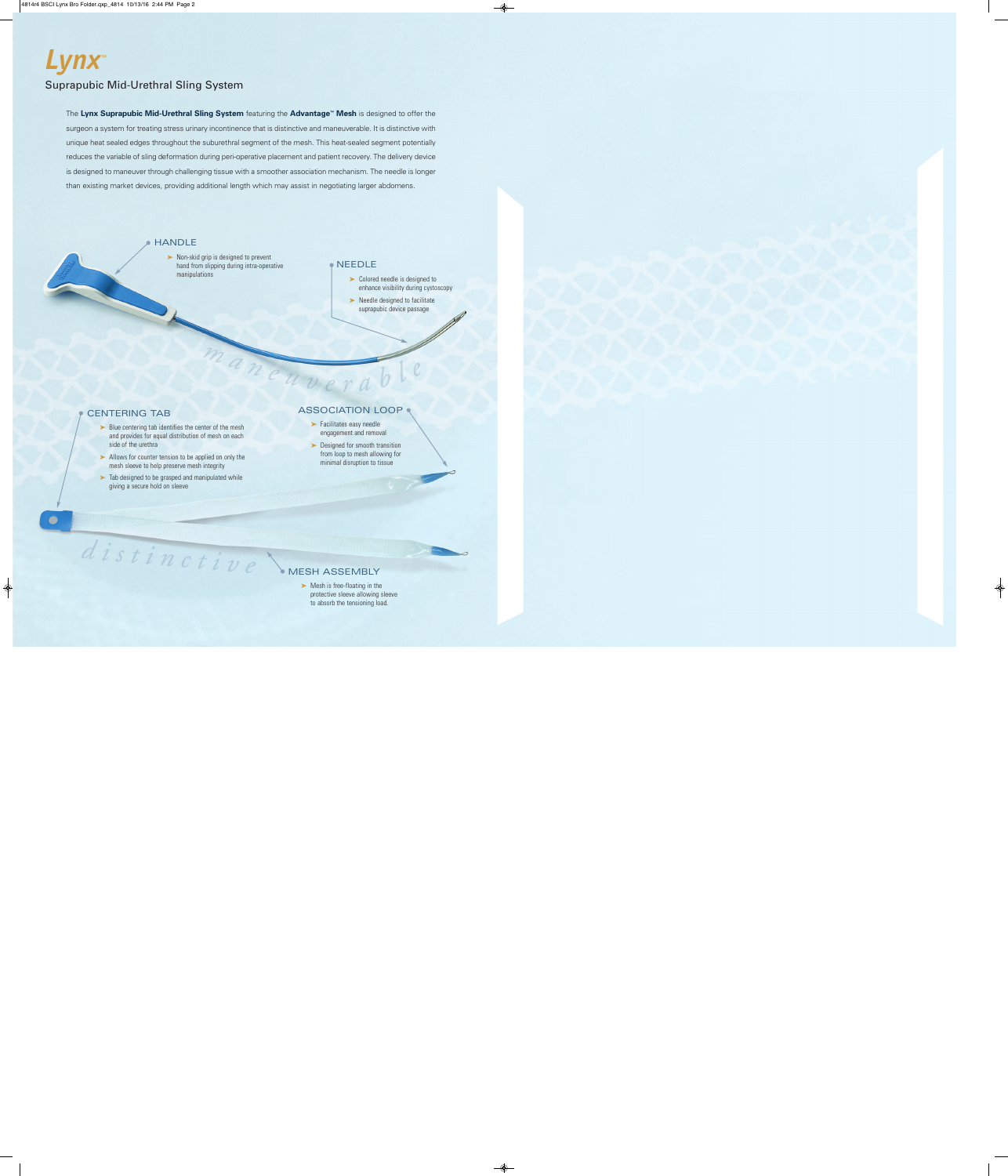# Lynx™

## Suprapubic Mid-Urethral Sling System

The **Lynx Suprapubic Mid-Urethral Sling System** featuring the **Advantage™ Mesh** is designed to offer the surgeon a system for treating stress urinary incontinence that is distinctive and maneuverable. It is distinctive with unique heat sealed edges throughout the suburethral segment of the mesh. This heat-sealed segment potentially reduces the variable of sling deformation during peri-operative placement and patient recovery. The delivery device is designed to maneuver through challenging tissue with a smoother association mechanism. The needle is longer than existing market devices, providing additional length which may assist in negotiating larger abdomens.

### HANDLE

- Non-skid grip is designed to prevent hand from slipping during intra-operative manipulations

### NEEDLE

- Colored needle is designed to enhance visibility during cystoscopy
- Needle designed to facilitate suprapubic device passage

*maneuverable*

### CENTERING TAB

- Blue centering tab identifies the center of the mesh and provides for equal distribution of mesh on each side of the urethra
- Allows for counter tension to be applied on only the mesh sleeve to help preserve mesh integrity
- Tab designed to be grasped and manipulated while giving a secure hold on sleeve

### ASSOCIATION LOOP

- Facilitates easy needle engagement and removal
- Designed for smooth transition from loop to mesh allowing for minimal disruption to tissue

*distinctive*

### MESH ASSEMBLY

- Mesh is free-floating in the protective sleeve allowing sleeve to absorb the tensioning load.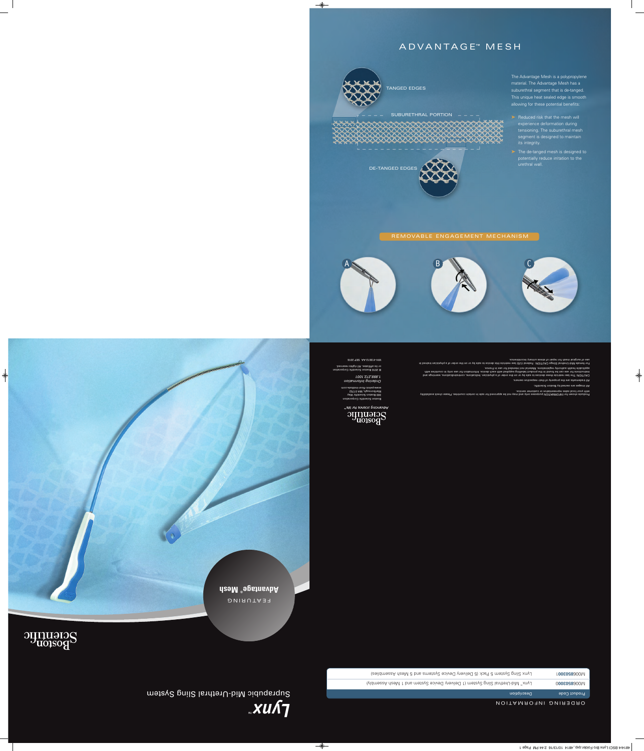# ADVANTAGE™ MESH

TANGED EDGES

SUBURETHRAL PORTION

DE-TANGED EDGES

The Advantage Mesh is a polypropylene material. The Advantage Mesh has a suburethral segment that is de-tanged. This unique heat sealed edge is smooth allowing for these potential benefits:

- Reduced risk that the mesh will experience deformation during tensioning. The suburethral mesh segment is designed to maintain its integrity.
- The de-tanged mesh is designed to potentially reduce irritation to the urethral wall.

## REMOVABLE ENGAGEMENT MECHANISM

A B C

# Lynx™

Suprapubic Mid-Urethral Sling System

FEATURING

**Advantage® Mesh**

Boston Scientific

## ORDERING INFORMATION

| Product Code | Description |
|---|---|
| M0068503000 | Lynx™ Mid-Urethral Sling System (1 Delivery Device System and 1 Mesh Assembly) |
| M0068503001 | Lynx Sling System 5 Pack (5 Delivery Device Systems and 5 Mesh Assemblies) |

Products shown for INFORMATION purposes only and may not be approved for sale in certain countries. Please check availability with your local sales representative or customer service.

All images are owned by Boston Scientific.

All trademarks are the property of their respective owners.

CAUTION: The law restricts these devices to sale by or on the order of a physician. Indications, contraindications, warnings and instructions for use can be found in the product labeling supplied with each device. Information for use only in countries with applicable health authority registrations. Material not intended for use in France.

For female Mid-Urethral Slings CAUTION: Federal (US) law restricts this device to sale by or on the order of a physician trained in use of surgical mesh for repair of stress urinary incontinence.

Boston Scientific

*Advancing science for life™*

Boston Scientific Corporation
300 Boston Scientific Way
Marlborough, MA 01752
www.pelvic-floor-institute.com

*Ordering Information*
1.888.272.1001

© 2016 Boston Scientific Corporation or its affiliates. All rights reserved.

WH-413612-AA SEP 2016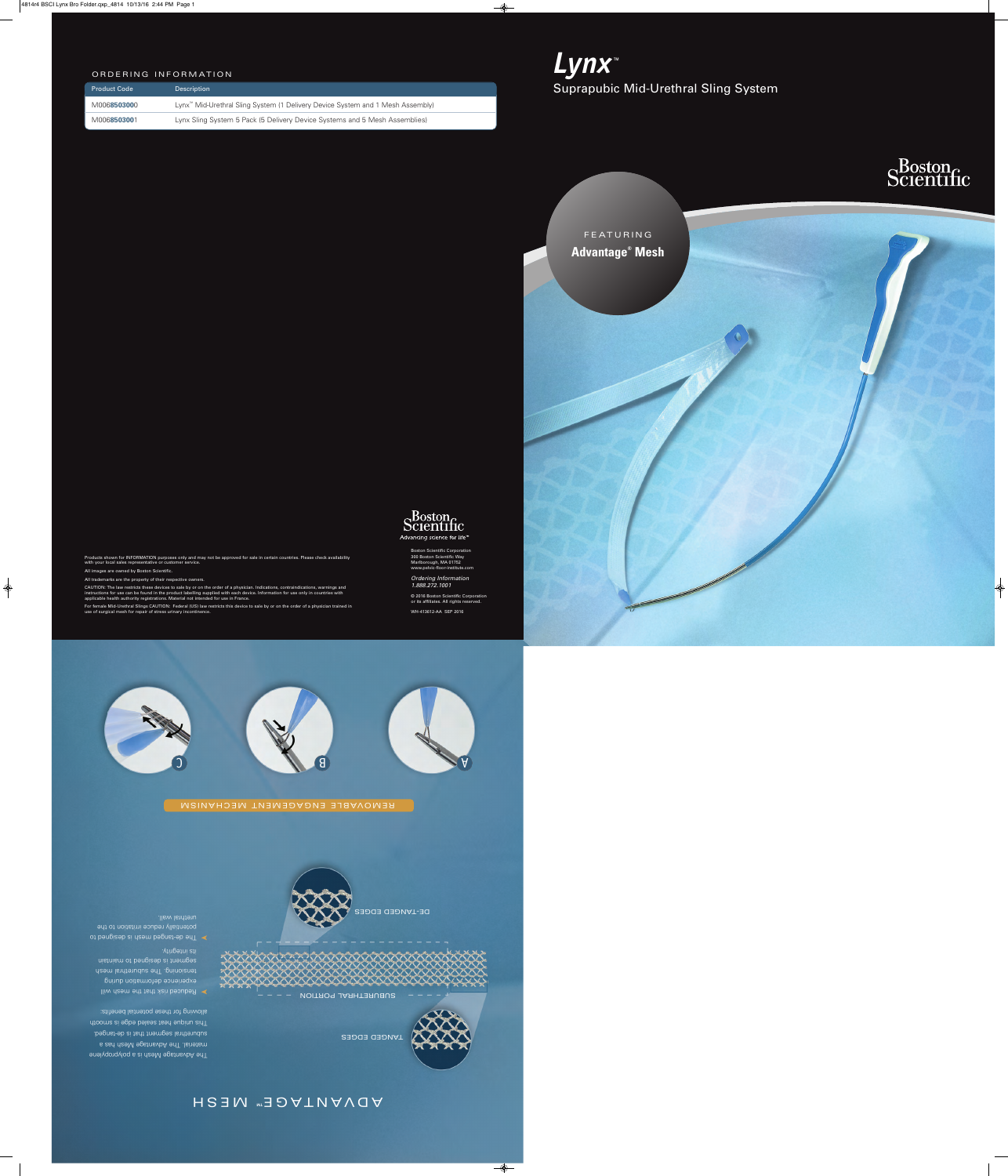## ORDERING INFORMATION

| Product Code | Description |
|---|---|
| M0068503000 | Lynx™ Mid-Urethral Sling System (1 Delivery Device System and 1 Mesh Assembly) |
| M0068503001 | Lynx Sling System 5 Pack (5 Delivery Device Systems and 5 Mesh Assemblies) |

Products shown for INFORMATION purposes only and may not be approved for sale in certain countries. Please check availability with your local sales representative or customer service.

All images are owned by Boston Scientific.

All trademarks are the property of their respective owners.

CAUTION: The law restricts these devices to sale by or on the order of a physician. Indications, contraindications, warnings and instructions for use can be found in the product labelling supplied with each device. Information for use only in countries with applicable health authority registrations. Material not intended for use in France.

For female Mid-Urethral Slings CAUTION: Federal (US) law restricts this device to sale by or on the order of a physician trained in use of surgical mesh for repair of stress urinary incontinence.

Boston Scientific
Advancing science for life™

Boston Scientific Corporation
300 Boston Scientific Way
Marlborough, MA 01752
www.pelvic-floor-institute.com

*Ordering Information*
*1.888.272.1001*

© 2016 Boston Scientific Corporation or its affiliates. All rights reserved.

WH-413612-AA SEP 2016

# Lynx™

## Suprapubic Mid-Urethral Sling System

Boston Scientific

FEATURING
**Advantage® Mesh**

## REMOVABLE ENGAGEMENT MECHANISM

A

B

C

## ADVANTAGE™ MESH

The Advantage Mesh is a polypropylene material. The Advantage Mesh has a subureethral segment that is de-tanged. This unique heat sealed edge is smooth allowing for these potential benefits:

- Reduced risk that the mesh will experience deformation during tensioning. The suburethral mesh segment is designed to maintain its integrity.
- The de-tanged mesh is designed to potentially reduce irritation to the urethral wall.

DE-TANGED EDGES

SUBURETHRAL PORTION

TANGED EDGES